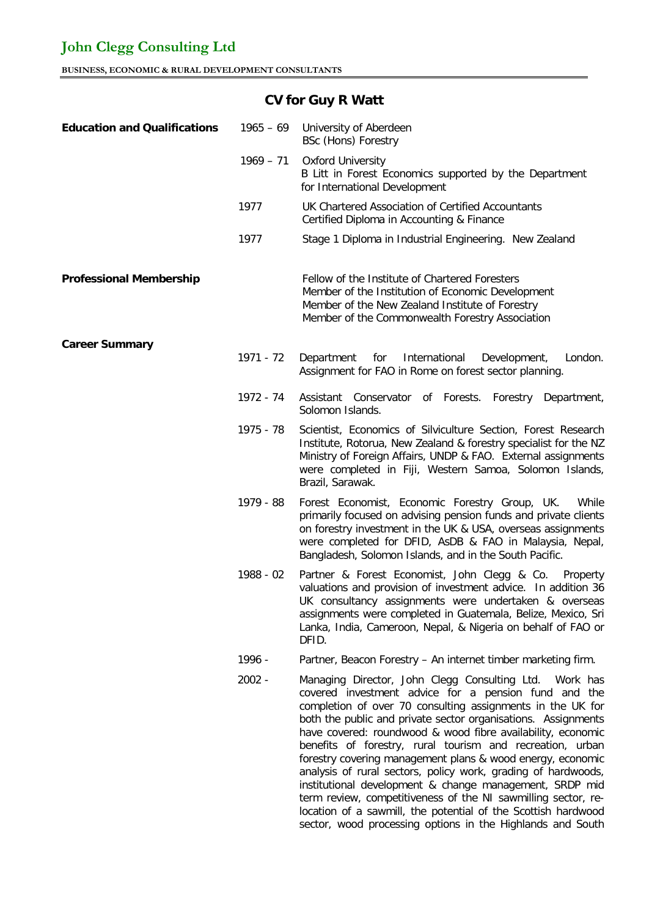# John Clegg Consulting Ltd

**BUSINESS, ECONOMIC & RURAL DEVELOPMENT CONSULTANTS**

## CV for Guy R Watt

**Education and Qualifications**

| | |
|---|---|
| 1965 – 69 | University of Aberdeen<br>BSc (Hons) Forestry |
| 1969 – 71 | Oxford University<br>B Litt in Forest Economics supported by the Department for International Development |
| 1977 | UK Chartered Association of Certified Accountants<br>Certified Diploma in Accounting & Finance |
| 1977 | Stage 1 Diploma in Industrial Engineering. New Zealand |

**Professional Membership**

Fellow of the Institute of Chartered Foresters
Member of the Institution of Economic Development
Member of the New Zealand Institute of Forestry
Member of the Commonwealth Forestry Association

**Career Summary**

| | |
|---|---|
| 1971 - 72 | Department for International Development, London. Assignment for FAO in Rome on forest sector planning. |
| 1972 - 74 | Assistant Conservator of Forests. Forestry Department, Solomon Islands. |
| 1975 - 78 | Scientist, Economics of Silviculture Section, Forest Research Institute, Rotorua, New Zealand & forestry specialist for the NZ Ministry of Foreign Affairs, UNDP & FAO. External assignments were completed in Fiji, Western Samoa, Solomon Islands, Brazil, Sarawak. |
| 1979 - 88 | Forest Economist, Economic Forestry Group, UK. While primarily focused on advising pension funds and private clients on forestry investment in the UK & USA, overseas assignments were completed for DFID, AsDB & FAO in Malaysia, Nepal, Bangladesh, Solomon Islands, and in the South Pacific. |
| 1988 - 02 | Partner & Forest Economist, John Clegg & Co. Property valuations and provision of investment advice. In addition 36 UK consultancy assignments were undertaken & overseas assignments were completed in Guatemala, Belize, Mexico, Sri Lanka, India, Cameroon, Nepal, & Nigeria on behalf of FAO or DFID. |
| 1996 - | Partner, Beacon Forestry – An internet timber marketing firm. |
| 2002 - | Managing Director, John Clegg Consulting Ltd. Work has covered investment advice for a pension fund and the completion of over 70 consulting assignments in the UK for both the public and private sector organisations. Assignments have covered: roundwood & wood fibre availability, economic benefits of forestry, rural tourism and recreation, urban forestry covering management plans & wood energy, economic analysis of rural sectors, policy work, grading of hardwoods, institutional development & change management, SRDP mid term review, competitiveness of the NI sawmilling sector, re-location of a sawmill, the potential of the Scottish hardwood sector, wood processing options in the Highlands and South |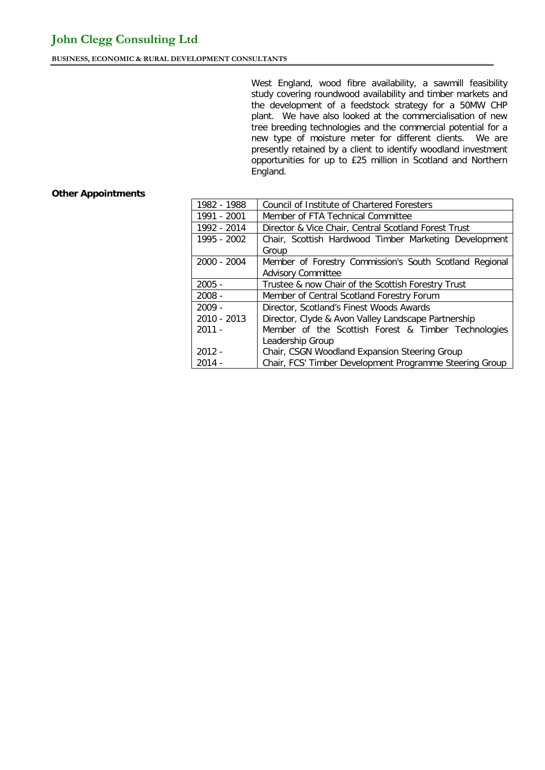West England, wood fibre availability, a sawmill feasibility study covering roundwood availability and timber markets and the development of a feedstock strategy for a 50MW CHP plant. We have also looked at the commercialisation of new tree breeding technologies and the commercial potential for a new type of moisture meter for different clients. We are presently retained by a client to identify woodland investment opportunities for up to £25 million in Scotland and Northern England.

**Other Appointments**

| | |
|---|---|
| 1982 - 1988 | Council of Institute of Chartered Foresters |
| 1991 - 2001 | Member of FTA Technical Committee |
| 1992 - 2014 | Director & Vice Chair, Central Scotland Forest Trust |
| 1995 - 2002 | Chair, Scottish Hardwood Timber Marketing Development Group |
| 2000 - 2004 | Member of Forestry Commission's South Scotland Regional Advisory Committee |
| 2005 - | Trustee & now Chair of the Scottish Forestry Trust |
| 2008 - | Member of Central Scotland Forestry Forum |
| 2009 - | Director, Scotland's Finest Woods Awards |
| 2010 - 2013 | Director, Clyde & Avon Valley Landscape Partnership |
| 2011 - | Member of the Scottish Forest & Timber Technologies Leadership Group |
| 2012 - | Chair, CSGN Woodland Expansion Steering Group |
| 2014 - | Chair, FCS' Timber Development Programme Steering Group |